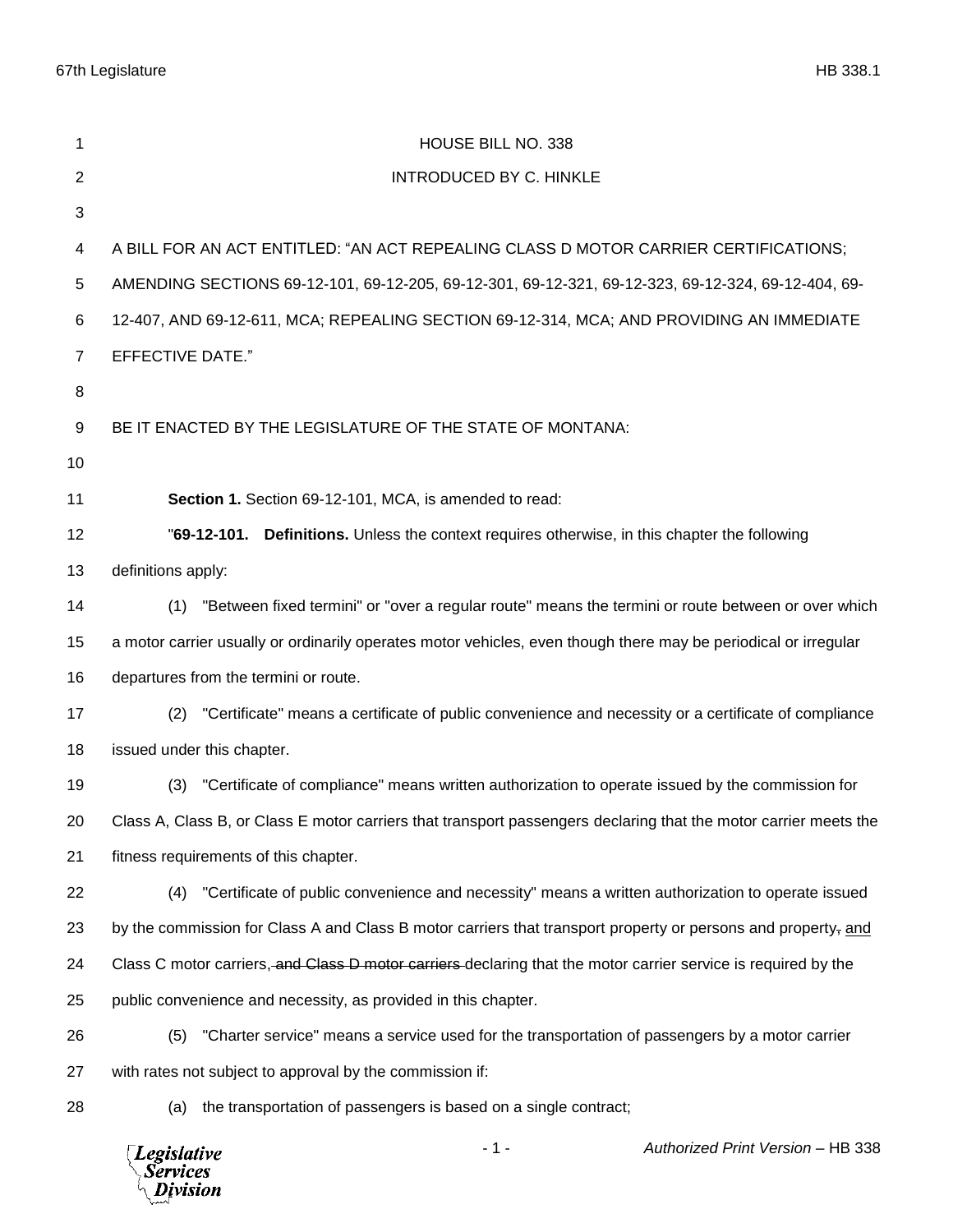HOUSE BILL NO. 338

INTRODUCED BY C. HINKLE

A BILL FOR AN ACT ENTITLED: "AN ACT REPEALING CLASS D MOTOR CARRIER CERTIFICATIONS; AMENDING SECTIONS 69-12-101, 69-12-205, 69-12-301, 69-12-321, 69-12-323, 69-12-324, 69-12-404, 69-12-407, AND 69-12-611, MCA; REPEALING SECTION 69-12-314, MCA; AND PROVIDING AN IMMEDIATE EFFECTIVE DATE."

BE IT ENACTED BY THE LEGISLATURE OF THE STATE OF MONTANA:

**Section 1.** Section 69-12-101, MCA, is amended to read:

"**69-12-101. Definitions.** Unless the context requires otherwise, in this chapter the following definitions apply:

(1) "Between fixed termini" or "over a regular route" means the termini or route between or over which a motor carrier usually or ordinarily operates motor vehicles, even though there may be periodical or irregular departures from the termini or route.

(2) "Certificate" means a certificate of public convenience and necessity or a certificate of compliance issued under this chapter.

(3) "Certificate of compliance" means written authorization to operate issued by the commission for Class A, Class B, or Class E motor carriers that transport passengers declaring that the motor carrier meets the fitness requirements of this chapter.

(4) "Certificate of public convenience and necessity" means a written authorization to operate issued by the commission for Class A and Class B motor carriers that transport property or persons and property~~,~~ and Class C motor carriers~~, and Class D motor carriers~~ declaring that the motor carrier service is required by the public convenience and necessity, as provided in this chapter.

(5) "Charter service" means a service used for the transportation of passengers by a motor carrier with rates not subject to approval by the commission if:

(a) the transportation of passengers is based on a single contract;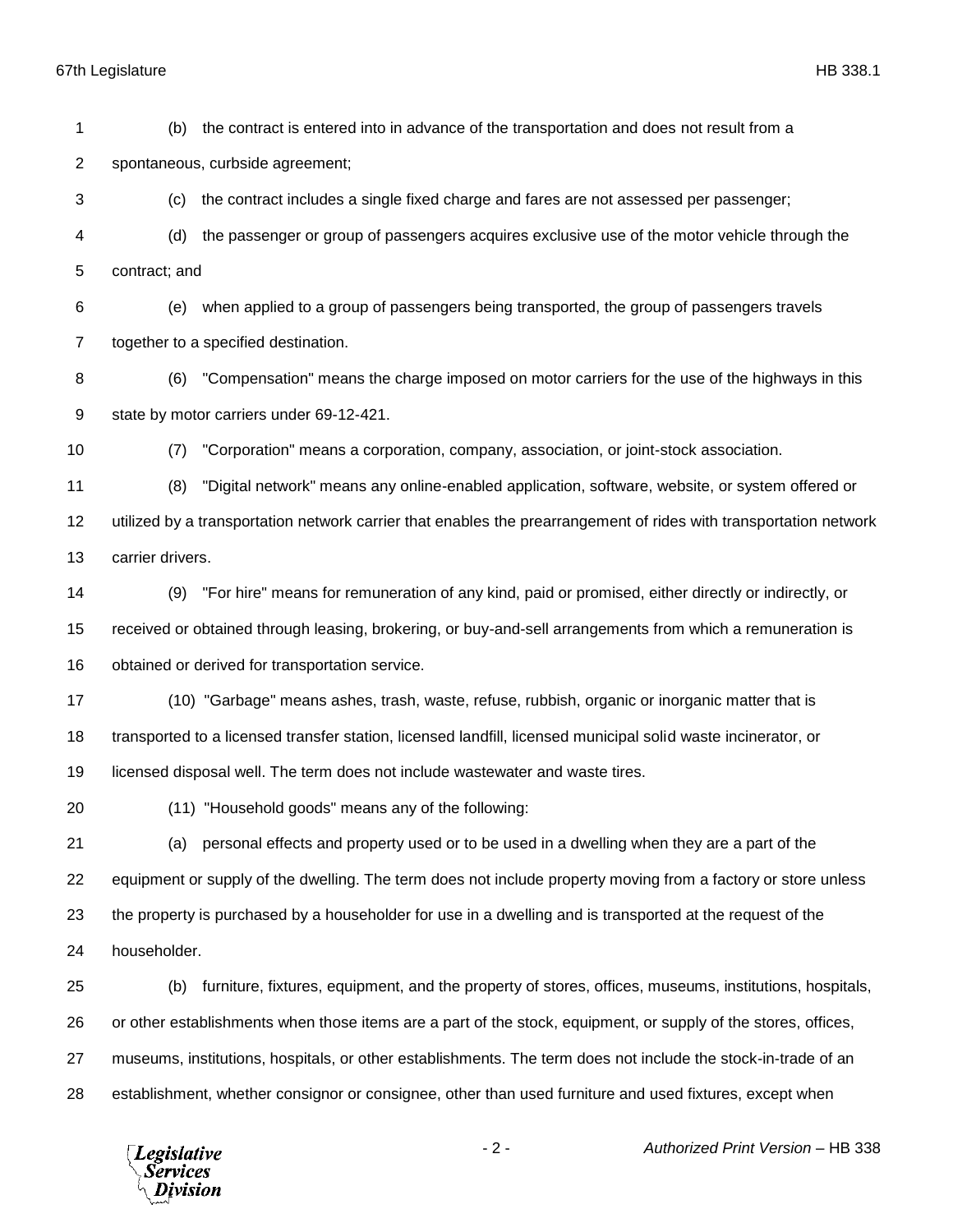(b) the contract is entered into in advance of the transportation and does not result from a spontaneous, curbside agreement;

(c) the contract includes a single fixed charge and fares are not assessed per passenger;

(d) the passenger or group of passengers acquires exclusive use of the motor vehicle through the contract; and

(e) when applied to a group of passengers being transported, the group of passengers travels together to a specified destination.

(6) "Compensation" means the charge imposed on motor carriers for the use of the highways in this state by motor carriers under 69-12-421.

(7) "Corporation" means a corporation, company, association, or joint-stock association.

(8) "Digital network" means any online-enabled application, software, website, or system offered or utilized by a transportation network carrier that enables the prearrangement of rides with transportation network carrier drivers.

(9) "For hire" means for remuneration of any kind, paid or promised, either directly or indirectly, or received or obtained through leasing, brokering, or buy-and-sell arrangements from which a remuneration is obtained or derived for transportation service.

(10) "Garbage" means ashes, trash, waste, refuse, rubbish, organic or inorganic matter that is transported to a licensed transfer station, licensed landfill, licensed municipal solid waste incinerator, or licensed disposal well. The term does not include wastewater and waste tires.

(11) "Household goods" means any of the following:

(a) personal effects and property used or to be used in a dwelling when they are a part of the equipment or supply of the dwelling. The term does not include property moving from a factory or store unless the property is purchased by a householder for use in a dwelling and is transported at the request of the householder.

(b) furniture, fixtures, equipment, and the property of stores, offices, museums, institutions, hospitals, or other establishments when those items are a part of the stock, equipment, or supply of the stores, offices, museums, institutions, hospitals, or other establishments. The term does not include the stock-in-trade of an establishment, whether consignor or consignee, other than used furniture and used fixtures, except when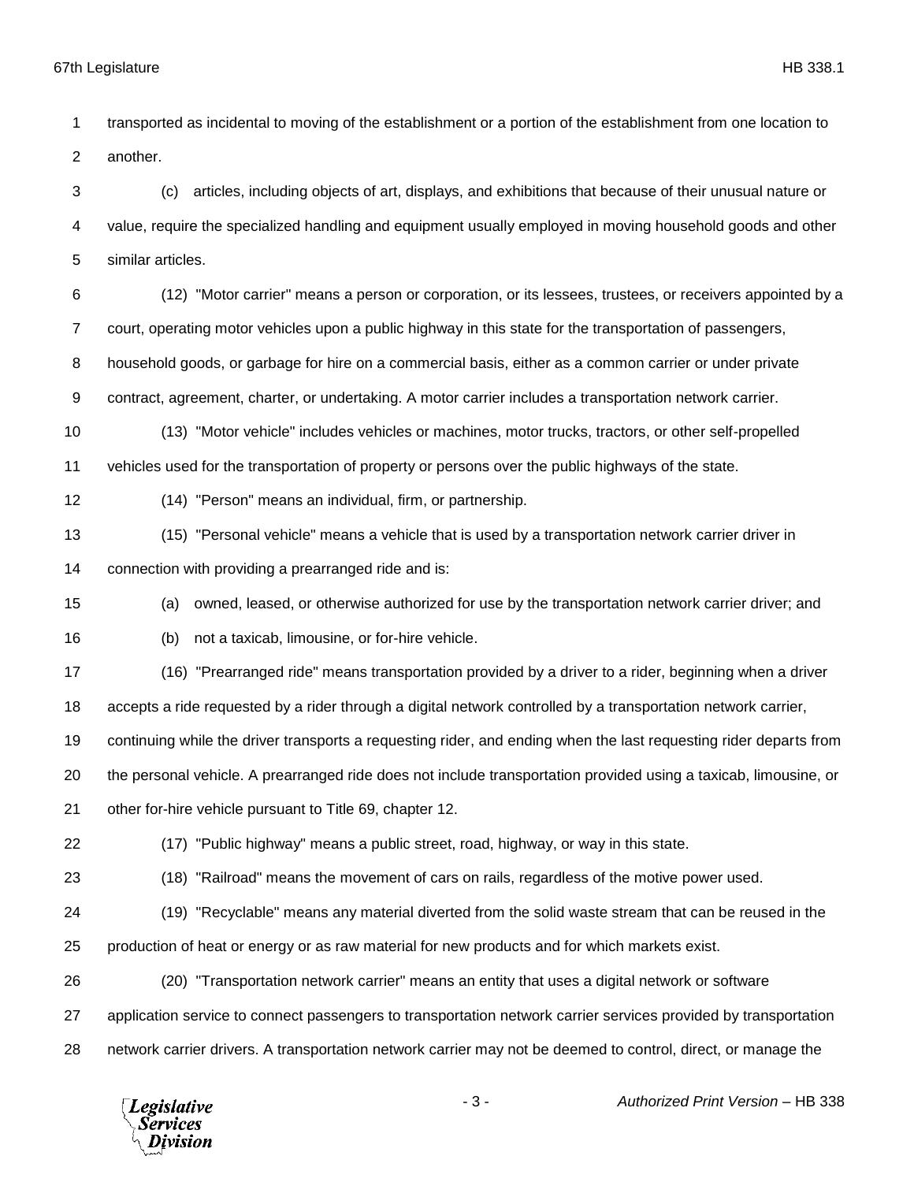transported as incidental to moving of the establishment or a portion of the establishment from one location to another.

(c) articles, including objects of art, displays, and exhibitions that because of their unusual nature or value, require the specialized handling and equipment usually employed in moving household goods and other similar articles.

(12) "Motor carrier" means a person or corporation, or its lessees, trustees, or receivers appointed by a court, operating motor vehicles upon a public highway in this state for the transportation of passengers, household goods, or garbage for hire on a commercial basis, either as a common carrier or under private contract, agreement, charter, or undertaking. A motor carrier includes a transportation network carrier.

(13) "Motor vehicle" includes vehicles or machines, motor trucks, tractors, or other self-propelled vehicles used for the transportation of property or persons over the public highways of the state.

(14) "Person" means an individual, firm, or partnership.

(15) "Personal vehicle" means a vehicle that is used by a transportation network carrier driver in connection with providing a prearranged ride and is:

(a) owned, leased, or otherwise authorized for use by the transportation network carrier driver; and

(b) not a taxicab, limousine, or for-hire vehicle.

(16) "Prearranged ride" means transportation provided by a driver to a rider, beginning when a driver accepts a ride requested by a rider through a digital network controlled by a transportation network carrier, continuing while the driver transports a requesting rider, and ending when the last requesting rider departs from the personal vehicle. A prearranged ride does not include transportation provided using a taxicab, limousine, or other for-hire vehicle pursuant to Title 69, chapter 12.

(17) "Public highway" means a public street, road, highway, or way in this state.

(18) "Railroad" means the movement of cars on rails, regardless of the motive power used.

(19) "Recyclable" means any material diverted from the solid waste stream that can be reused in the production of heat or energy or as raw material for new products and for which markets exist.

(20) "Transportation network carrier" means an entity that uses a digital network or software application service to connect passengers to transportation network carrier services provided by transportation network carrier drivers. A transportation network carrier may not be deemed to control, direct, or manage the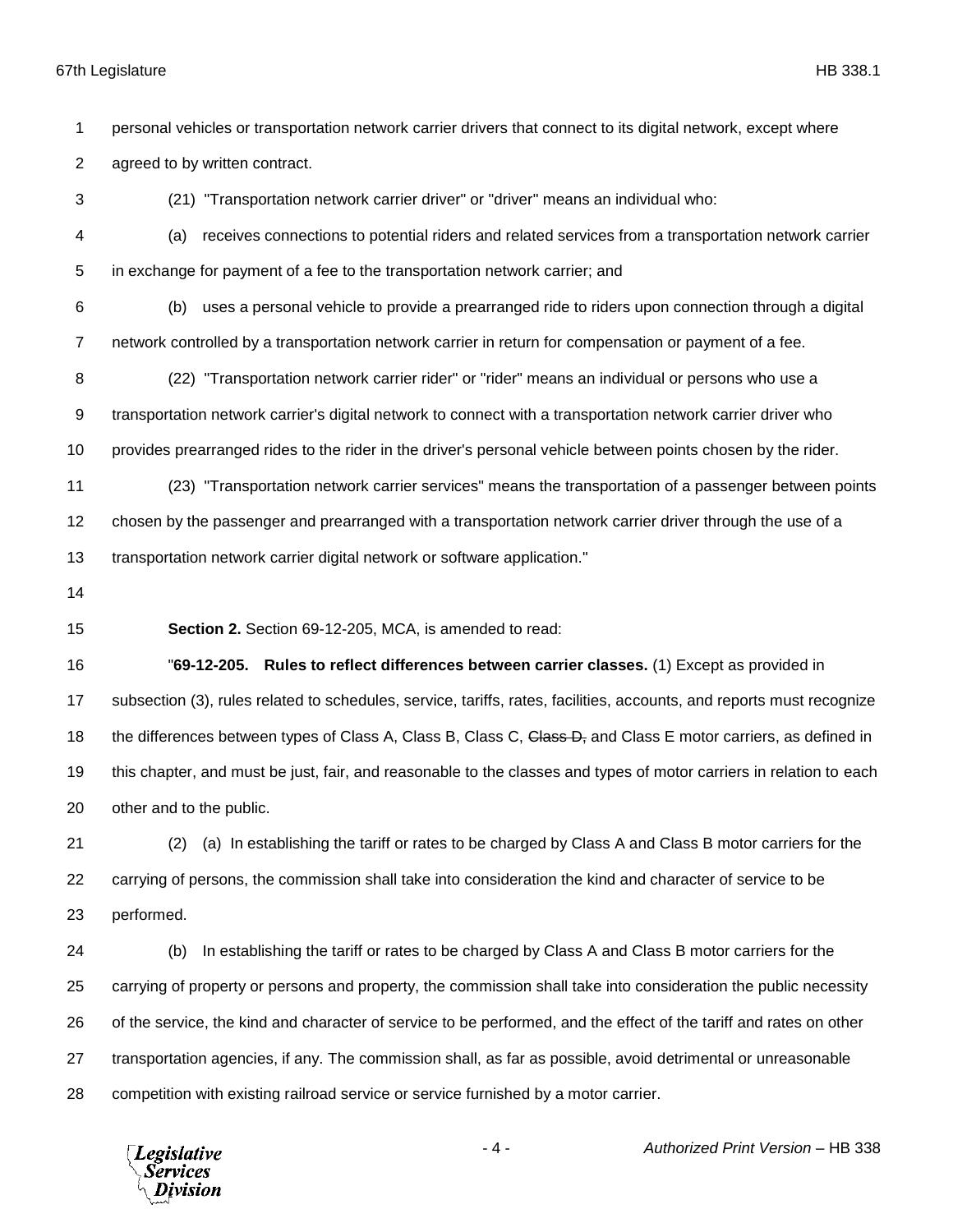personal vehicles or transportation network carrier drivers that connect to its digital network, except where agreed to by written contract.

(21) "Transportation network carrier driver" or "driver" means an individual who:

(a) receives connections to potential riders and related services from a transportation network carrier in exchange for payment of a fee to the transportation network carrier; and

(b) uses a personal vehicle to provide a prearranged ride to riders upon connection through a digital network controlled by a transportation network carrier in return for compensation or payment of a fee.

(22) "Transportation network carrier rider" or "rider" means an individual or persons who use a transportation network carrier's digital network to connect with a transportation network carrier driver who provides prearranged rides to the rider in the driver's personal vehicle between points chosen by the rider.

(23) "Transportation network carrier services" means the transportation of a passenger between points chosen by the passenger and prearranged with a transportation network carrier driver through the use of a transportation network carrier digital network or software application."

**Section 2.** Section 69-12-205, MCA, is amended to read:

"**69-12-205. Rules to reflect differences between carrier classes.** (1) Except as provided in subsection (3), rules related to schedules, service, tariffs, rates, facilities, accounts, and reports must recognize the differences between types of Class A, Class B, Class C, ~~Class D,~~ and Class E motor carriers, as defined in this chapter, and must be just, fair, and reasonable to the classes and types of motor carriers in relation to each other and to the public.

(2) (a) In establishing the tariff or rates to be charged by Class A and Class B motor carriers for the carrying of persons, the commission shall take into consideration the kind and character of service to be performed.

(b) In establishing the tariff or rates to be charged by Class A and Class B motor carriers for the carrying of property or persons and property, the commission shall take into consideration the public necessity of the service, the kind and character of service to be performed, and the effect of the tariff and rates on other transportation agencies, if any. The commission shall, as far as possible, avoid detrimental or unreasonable competition with existing railroad service or service furnished by a motor carrier.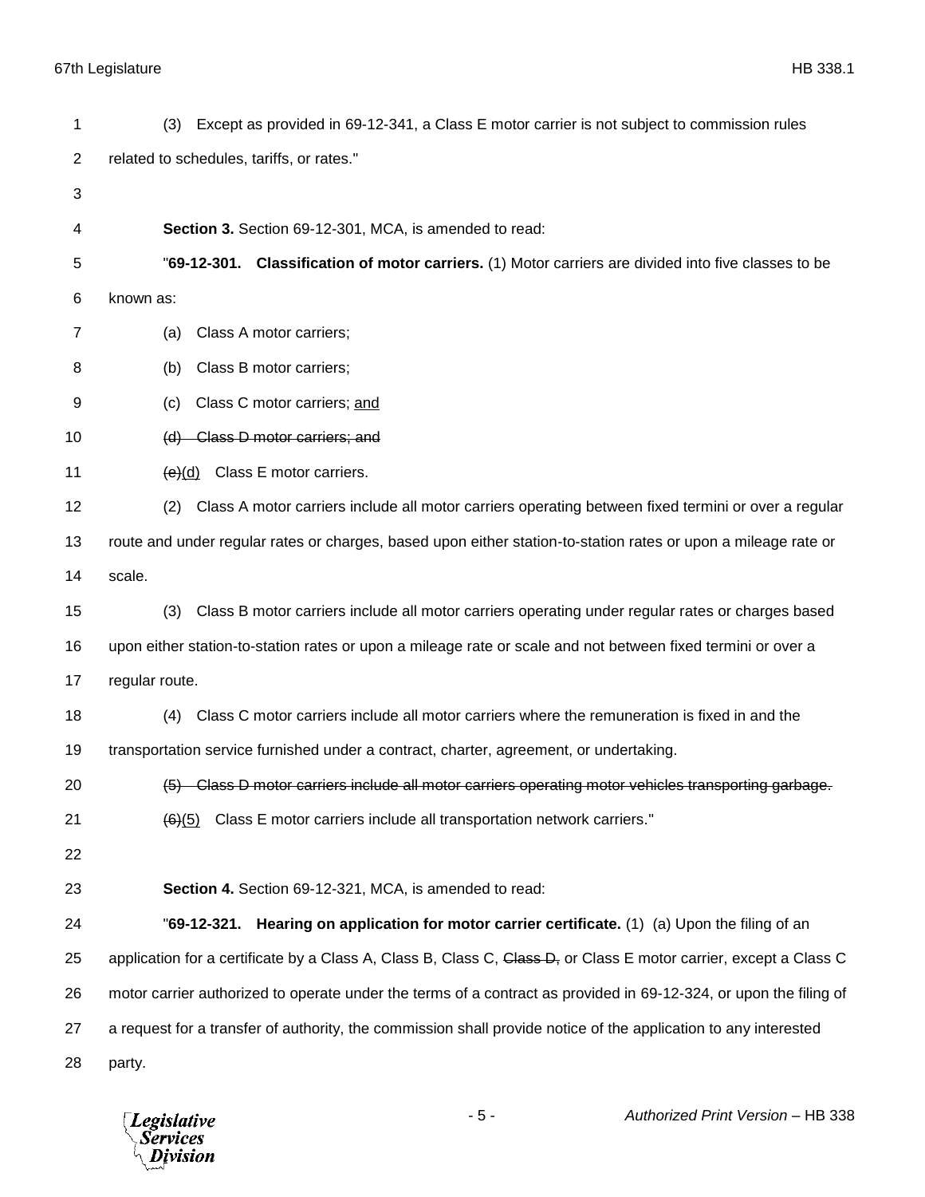(3) Except as provided in 69-12-341, a Class E motor carrier is not subject to commission rules related to schedules, tariffs, or rates."

**Section 3.** Section 69-12-301, MCA, is amended to read:

"**69-12-301. Classification of motor carriers.** (1) Motor carriers are divided into five classes to be known as:

(a) Class A motor carriers;

(b) Class B motor carriers;

(c) Class C motor carriers; <u>and</u>

~~(d) Class D motor carriers; and~~

~~(e)~~<u>(d)</u> Class E motor carriers.

(2) Class A motor carriers include all motor carriers operating between fixed termini or over a regular route and under regular rates or charges, based upon either station-to-station rates or upon a mileage rate or scale.

(3) Class B motor carriers include all motor carriers operating under regular rates or charges based upon either station-to-station rates or upon a mileage rate or scale and not between fixed termini or over a regular route.

(4) Class C motor carriers include all motor carriers where the remuneration is fixed in and the transportation service furnished under a contract, charter, agreement, or undertaking.

~~(5) Class D motor carriers include all motor carriers operating motor vehicles transporting garbage.~~

~~(6)~~<u>(5)</u> Class E motor carriers include all transportation network carriers."

**Section 4.** Section 69-12-321, MCA, is amended to read:

"**69-12-321. Hearing on application for motor carrier certificate.** (1) (a) Upon the filing of an application for a certificate by a Class A, Class B, Class C, ~~Class D,~~ or Class E motor carrier, except a Class C motor carrier authorized to operate under the terms of a contract as provided in 69-12-324, or upon the filing of a request for a transfer of authority, the commission shall provide notice of the application to any interested party.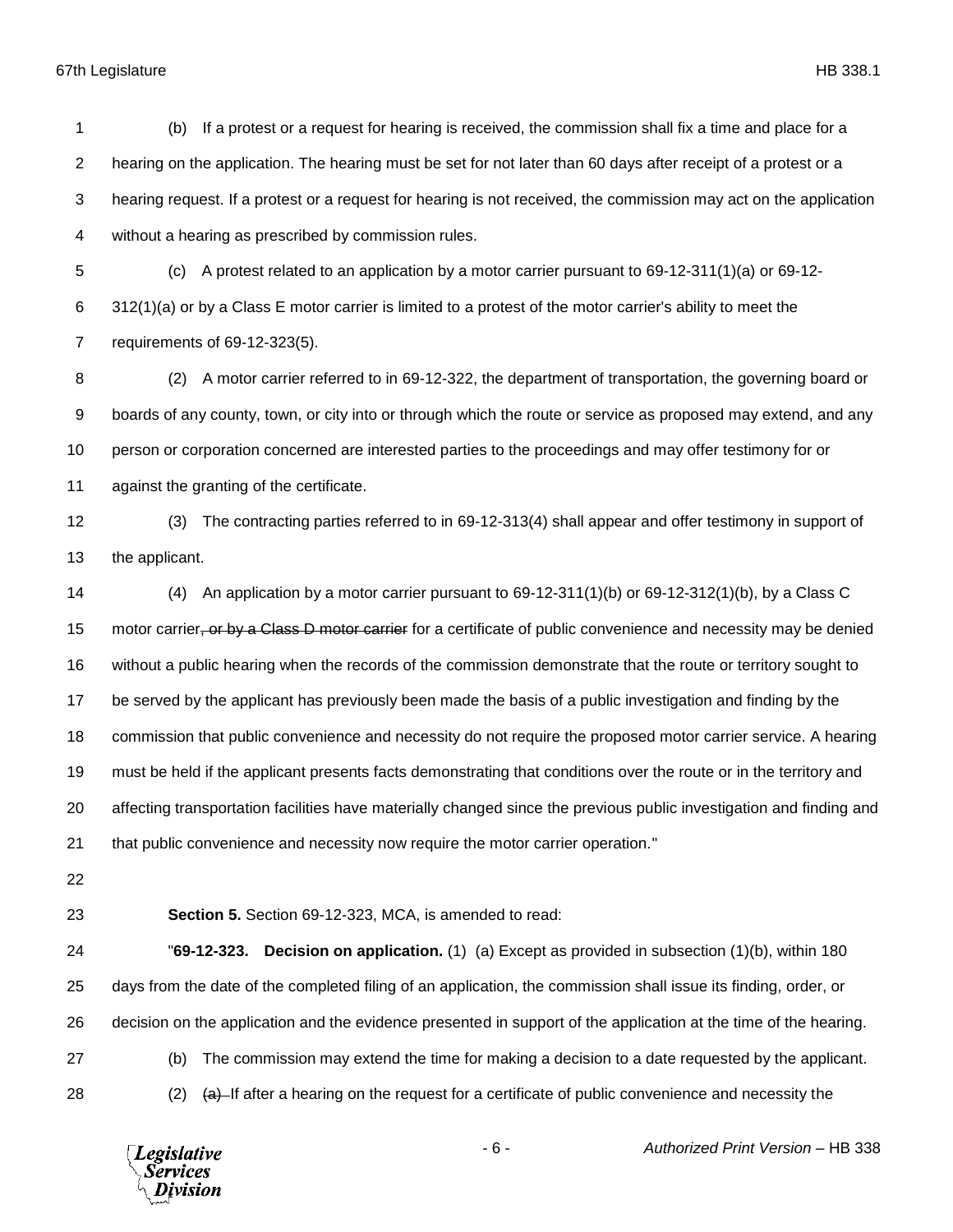(b) If a protest or a request for hearing is received, the commission shall fix a time and place for a hearing on the application. The hearing must be set for not later than 60 days after receipt of a protest or a hearing request. If a protest or a request for hearing is not received, the commission may act on the application without a hearing as prescribed by commission rules.

(c) A protest related to an application by a motor carrier pursuant to 69-12-311(1)(a) or 69-12-312(1)(a) or by a Class E motor carrier is limited to a protest of the motor carrier's ability to meet the requirements of 69-12-323(5).

(2) A motor carrier referred to in 69-12-322, the department of transportation, the governing board or boards of any county, town, or city into or through which the route or service as proposed may extend, and any person or corporation concerned are interested parties to the proceedings and may offer testimony for or against the granting of the certificate.

(3) The contracting parties referred to in 69-12-313(4) shall appear and offer testimony in support of the applicant.

(4) An application by a motor carrier pursuant to 69-12-311(1)(b) or 69-12-312(1)(b), by a Class C motor carrier~~, or by a Class D motor carrier~~ for a certificate of public convenience and necessity may be denied without a public hearing when the records of the commission demonstrate that the route or territory sought to be served by the applicant has previously been made the basis of a public investigation and finding by the commission that public convenience and necessity do not require the proposed motor carrier service. A hearing must be held if the applicant presents facts demonstrating that conditions over the route or in the territory and affecting transportation facilities have materially changed since the previous public investigation and finding and that public convenience and necessity now require the motor carrier operation."

**Section 5.** Section 69-12-323, MCA, is amended to read:

"**69-12-323. Decision on application.** (1) (a) Except as provided in subsection (1)(b), within 180 days from the date of the completed filing of an application, the commission shall issue its finding, order, or decision on the application and the evidence presented in support of the application at the time of the hearing.

(b) The commission may extend the time for making a decision to a date requested by the applicant.

(2) ~~(a)~~ If after a hearing on the request for a certificate of public convenience and necessity the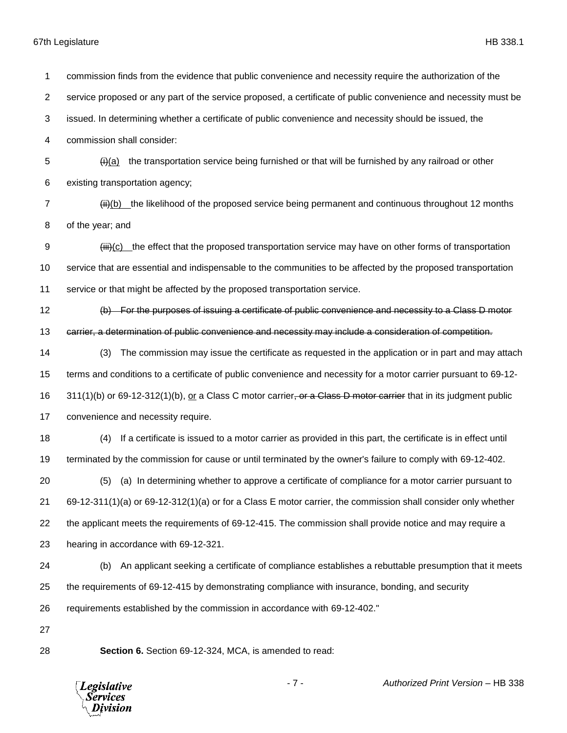commission finds from the evidence that public convenience and necessity require the authorization of the service proposed or any part of the service proposed, a certificate of public convenience and necessity must be issued. In determining whether a certificate of public convenience and necessity should be issued, the commission shall consider:

~~(i)~~(a) the transportation service being furnished or that will be furnished by any railroad or other existing transportation agency;

~~(ii)~~(b) the likelihood of the proposed service being permanent and continuous throughout 12 months of the year; and

~~(iii)~~(c) the effect that the proposed transportation service may have on other forms of transportation service that are essential and indispensable to the communities to be affected by the proposed transportation service or that might be affected by the proposed transportation service.

~~(b) For the purposes of issuing a certificate of public convenience and necessity to a Class D motor carrier, a determination of public convenience and necessity may include a consideration of competition.~~

(3) The commission may issue the certificate as requested in the application or in part and may attach terms and conditions to a certificate of public convenience and necessity for a motor carrier pursuant to 69-12-311(1)(b) or 69-12-312(1)(b), or a Class C motor carrier~~, or a Class D motor carrier~~ that in its judgment public convenience and necessity require.

(4) If a certificate is issued to a motor carrier as provided in this part, the certificate is in effect until terminated by the commission for cause or until terminated by the owner's failure to comply with 69-12-402.

(5) (a) In determining whether to approve a certificate of compliance for a motor carrier pursuant to 69-12-311(1)(a) or 69-12-312(1)(a) or for a Class E motor carrier, the commission shall consider only whether the applicant meets the requirements of 69-12-415. The commission shall provide notice and may require a hearing in accordance with 69-12-321.

(b) An applicant seeking a certificate of compliance establishes a rebuttable presumption that it meets the requirements of 69-12-415 by demonstrating compliance with insurance, bonding, and security requirements established by the commission in accordance with 69-12-402."

**Section 6.** Section 69-12-324, MCA, is amended to read: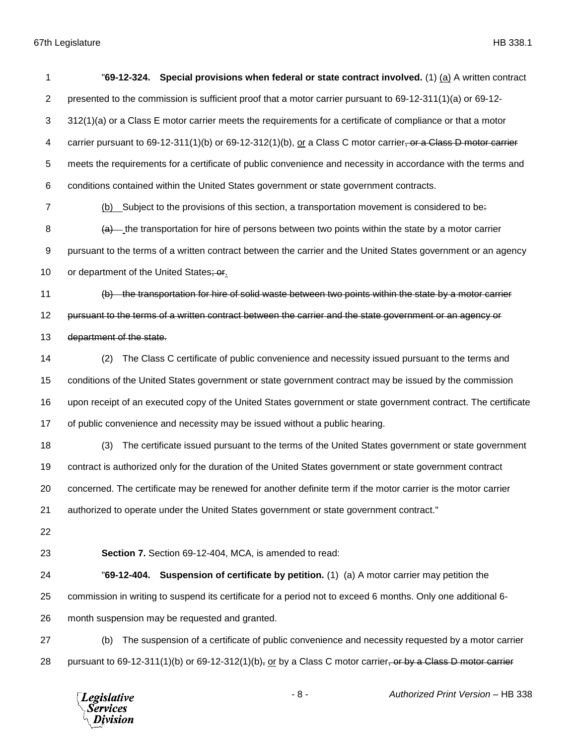"**69-12-324. Special provisions when federal or state contract involved.** (1) <u>(a)</u> A written contract presented to the commission is sufficient proof that a motor carrier pursuant to 69-12-311(1)(a) or 69-12-312(1)(a) or a Class E motor carrier meets the requirements for a certificate of compliance or that a motor carrier pursuant to 69-12-311(1)(b) or 69-12-312(1)(b), <u>or</u> a Class C motor carrier~~, or a Class D motor carrier~~ meets the requirements for a certificate of public convenience and necessity in accordance with the terms and conditions contained within the United States government or state government contracts.

<u>(b)</u> Subject to the provisions of this section, a transportation movement is considered to be~~:~~

~~(a)~~ the transportation for hire of persons between two points within the state by a motor carrier pursuant to the terms of a written contract between the carrier and the United States government or an agency or department of the United States~~; or~~<u>.</u>

~~(b) the transportation for hire of solid waste between two points within the state by a motor carrier pursuant to the terms of a written contract between the carrier and the state government or an agency or department of the state.~~

(2) The Class C certificate of public convenience and necessity issued pursuant to the terms and conditions of the United States government or state government contract may be issued by the commission upon receipt of an executed copy of the United States government or state government contract. The certificate of public convenience and necessity may be issued without a public hearing.

(3) The certificate issued pursuant to the terms of the United States government or state government contract is authorized only for the duration of the United States government or state government contract concerned. The certificate may be renewed for another definite term if the motor carrier is the motor carrier authorized to operate under the United States government or state government contract."

**Section 7.** Section 69-12-404, MCA, is amended to read:

"**69-12-404. Suspension of certificate by petition.** (1) (a) A motor carrier may petition the commission in writing to suspend its certificate for a period not to exceed 6 months. Only one additional 6-month suspension may be requested and granted.

(b) The suspension of a certificate of public convenience and necessity requested by a motor carrier pursuant to 69-12-311(1)(b) or 69-12-312(1)(b)~~,~~ <u>or</u> by a Class C motor carrier~~, or by a Class D motor carrier~~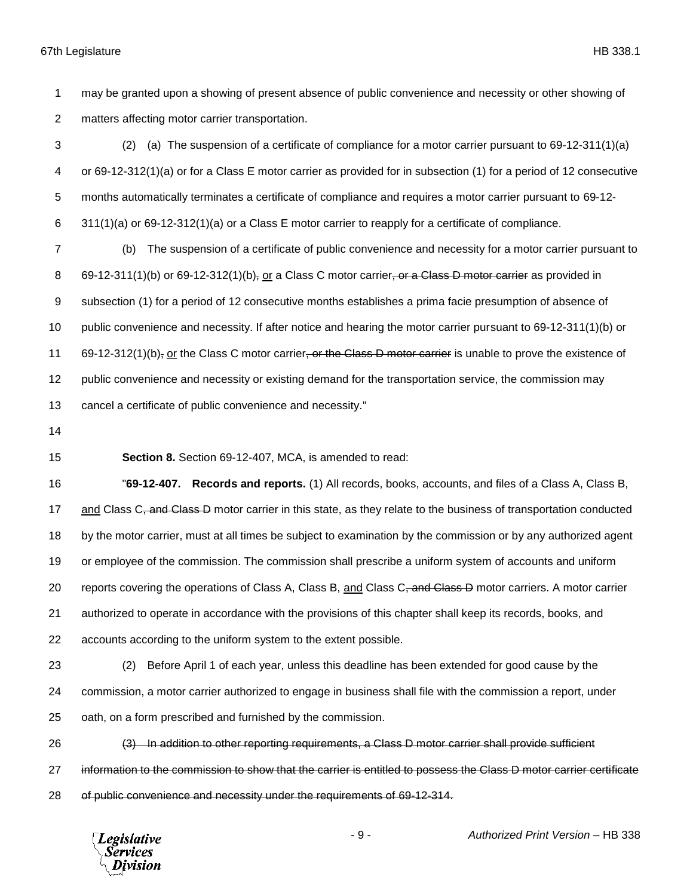may be granted upon a showing of present absence of public convenience and necessity or other showing of matters affecting motor carrier transportation.

(2) (a) The suspension of a certificate of compliance for a motor carrier pursuant to 69-12-311(1)(a) or 69-12-312(1)(a) or for a Class E motor carrier as provided for in subsection (1) for a period of 12 consecutive months automatically terminates a certificate of compliance and requires a motor carrier pursuant to 69-12-311(1)(a) or 69-12-312(1)(a) or a Class E motor carrier to reapply for a certificate of compliance.

(b) The suspension of a certificate of public convenience and necessity for a motor carrier pursuant to 69-12-311(1)(b) or 69-12-312(1)(b)~~,~~ <u>or</u> a Class C motor carrier~~, or a Class D motor carrier~~ as provided in subsection (1) for a period of 12 consecutive months establishes a prima facie presumption of absence of public convenience and necessity. If after notice and hearing the motor carrier pursuant to 69-12-311(1)(b) or 69-12-312(1)(b)~~,~~ <u>or</u> the Class C motor carrier~~, or the Class D motor carrier~~ is unable to prove the existence of public convenience and necessity or existing demand for the transportation service, the commission may cancel a certificate of public convenience and necessity."

**Section 8.** Section 69-12-407, MCA, is amended to read:

"**69-12-407. Records and reports.** (1) All records, books, accounts, and files of a Class A, Class B, <u>and</u> Class C~~, and Class D~~ motor carrier in this state, as they relate to the business of transportation conducted by the motor carrier, must at all times be subject to examination by the commission or by any authorized agent or employee of the commission. The commission shall prescribe a uniform system of accounts and uniform reports covering the operations of Class A, Class B, <u>and</u> Class C~~, and Class D~~ motor carriers. A motor carrier authorized to operate in accordance with the provisions of this chapter shall keep its records, books, and accounts according to the uniform system to the extent possible.

(2) Before April 1 of each year, unless this deadline has been extended for good cause by the commission, a motor carrier authorized to engage in business shall file with the commission a report, under oath, on a form prescribed and furnished by the commission.

~~(3) In addition to other reporting requirements, a Class D motor carrier shall provide sufficient information to the commission to show that the carrier is entitled to possess the Class D motor carrier certificate of public convenience and necessity under the requirements of 69-12-314.~~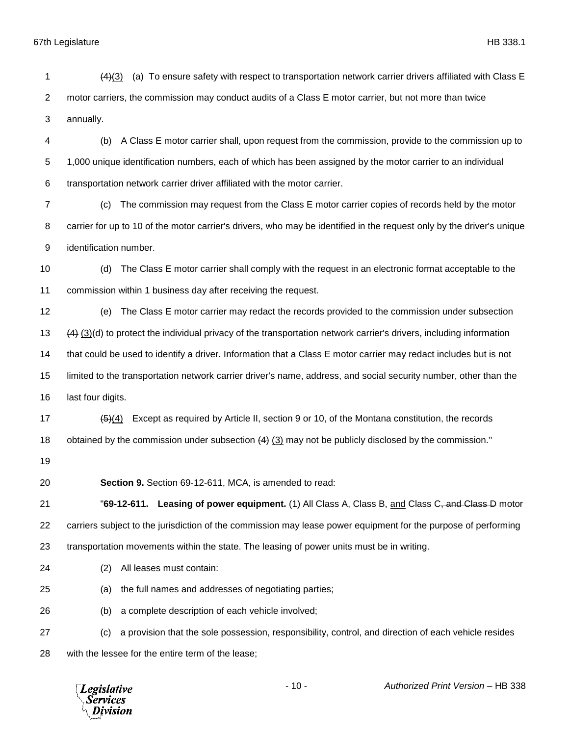~~(4)~~(3) (a) To ensure safety with respect to transportation network carrier drivers affiliated with Class E motor carriers, the commission may conduct audits of a Class E motor carrier, but not more than twice annually.

(b) A Class E motor carrier shall, upon request from the commission, provide to the commission up to 1,000 unique identification numbers, each of which has been assigned by the motor carrier to an individual transportation network carrier driver affiliated with the motor carrier.

(c) The commission may request from the Class E motor carrier copies of records held by the motor carrier for up to 10 of the motor carrier's drivers, who may be identified in the request only by the driver's unique identification number.

(d) The Class E motor carrier shall comply with the request in an electronic format acceptable to the commission within 1 business day after receiving the request.

(e) The Class E motor carrier may redact the records provided to the commission under subsection ~~(4)~~ (3)(d) to protect the individual privacy of the transportation network carrier's drivers, including information that could be used to identify a driver. Information that a Class E motor carrier may redact includes but is not limited to the transportation network carrier driver's name, address, and social security number, other than the last four digits.

~~(5)~~(4) Except as required by Article II, section 9 or 10, of the Montana constitution, the records obtained by the commission under subsection ~~(4)~~ (3) may not be publicly disclosed by the commission."

**Section 9.** Section 69-12-611, MCA, is amended to read:

"**69-12-611. Leasing of power equipment.** (1) All Class A, Class B, and Class C~~, and Class D~~ motor carriers subject to the jurisdiction of the commission may lease power equipment for the purpose of performing transportation movements within the state. The leasing of power units must be in writing.

(2) All leases must contain:

(a) the full names and addresses of negotiating parties;

(b) a complete description of each vehicle involved;

(c) a provision that the sole possession, responsibility, control, and direction of each vehicle resides with the lessee for the entire term of the lease;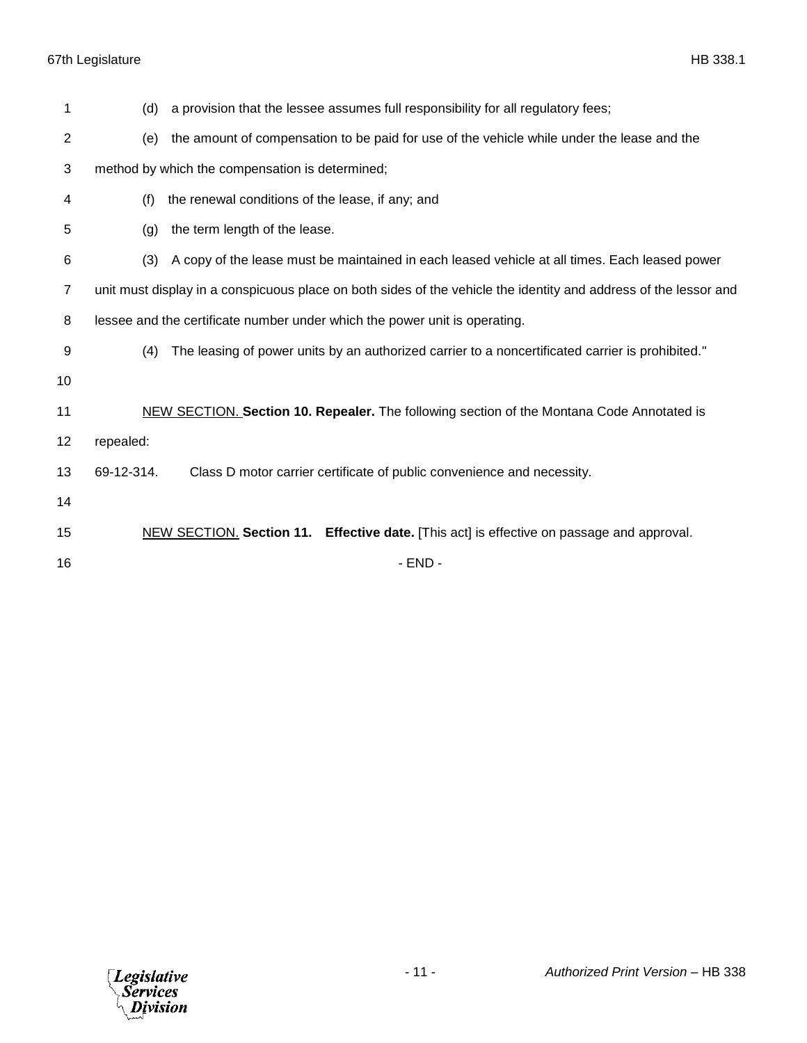(d) a provision that the lessee assumes full responsibility for all regulatory fees;

(e) the amount of compensation to be paid for use of the vehicle while under the lease and the method by which the compensation is determined;

(f) the renewal conditions of the lease, if any; and

(g) the term length of the lease.

(3) A copy of the lease must be maintained in each leased vehicle at all times. Each leased power unit must display in a conspicuous place on both sides of the vehicle the identity and address of the lessor and lessee and the certificate number under which the power unit is operating.

(4) The leasing of power units by an authorized carrier to a noncertificated carrier is prohibited."

NEW SECTION. **Section 10. Repealer.** The following section of the Montana Code Annotated is repealed:

69-12-314. Class D motor carrier certificate of public convenience and necessity.

NEW SECTION. **Section 11. Effective date.** [This act] is effective on passage and approval.

- END -